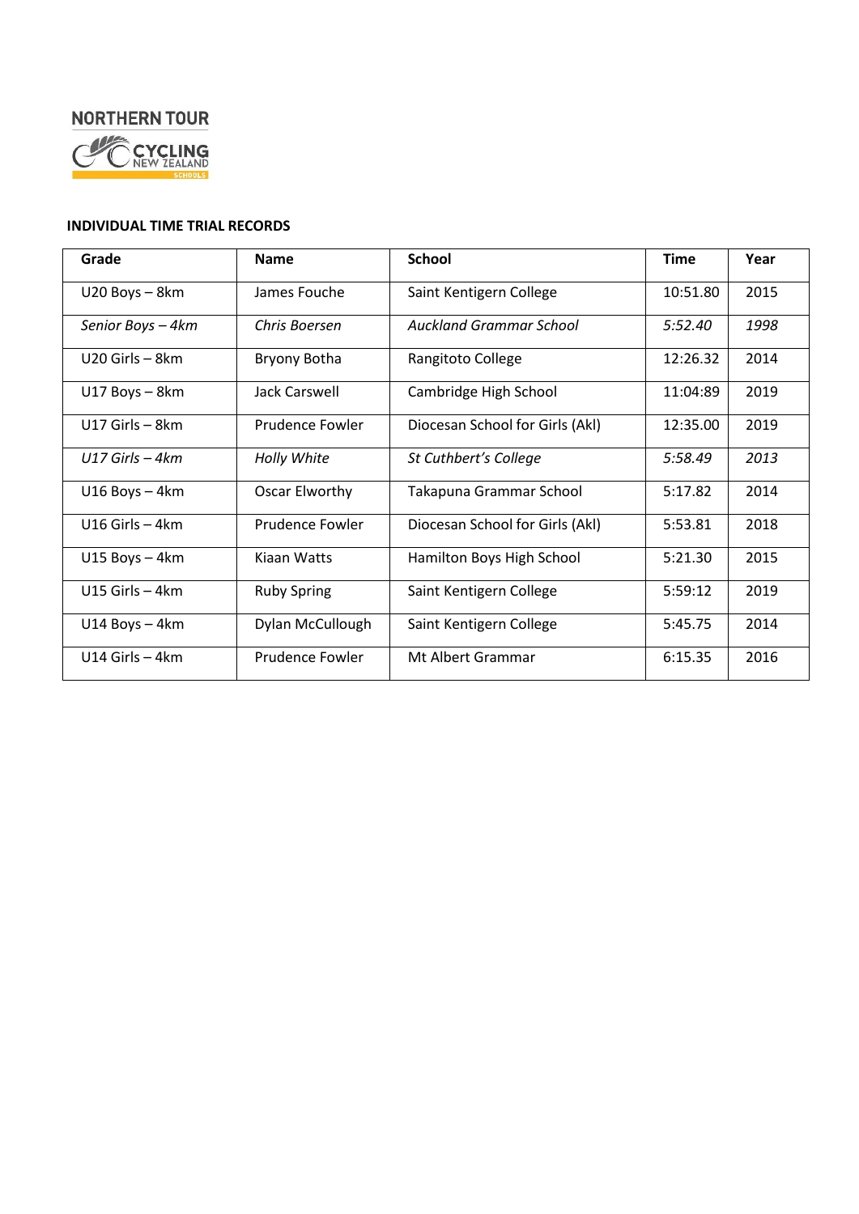NORTHERN TOUR

CYCLING NEW ZEALAND SCHOOLS

**INDIVIDUAL TIME TRIAL RECORDS**

| Grade | Name | School | Time | Year |
|---|---|---|---|---|
| U20 Boys – 8km | James Fouche | Saint Kentigern College | 10:51.80 | 2015 |
| *Senior Boys – 4km* | *Chris Boersen* | *Auckland Grammar School* | *5:52.40* | *1998* |
| U20 Girls – 8km | Bryony Botha | Rangitoto College | 12:26.32 | 2014 |
| U17 Boys – 8km | Jack Carswell | Cambridge High School | 11:04:89 | 2019 |
| U17 Girls – 8km | Prudence Fowler | Diocesan School for Girls (Akl) | 12:35.00 | 2019 |
| *U17 Girls – 4km* | *Holly White* | *St Cuthbert's College* | *5:58.49* | *2013* |
| U16 Boys – 4km | Oscar Elworthy | Takapuna Grammar School | 5:17.82 | 2014 |
| U16 Girls – 4km | Prudence Fowler | Diocesan School for Girls (Akl) | 5:53.81 | 2018 |
| U15 Boys – 4km | Kiaan Watts | Hamilton Boys High School | 5:21.30 | 2015 |
| U15 Girls – 4km | Ruby Spring | Saint Kentigern College | 5:59:12 | 2019 |
| U14 Boys – 4km | Dylan McCullough | Saint Kentigern College | 5:45.75 | 2014 |
| U14 Girls – 4km | Prudence Fowler | Mt Albert Grammar | 6:15.35 | 2016 |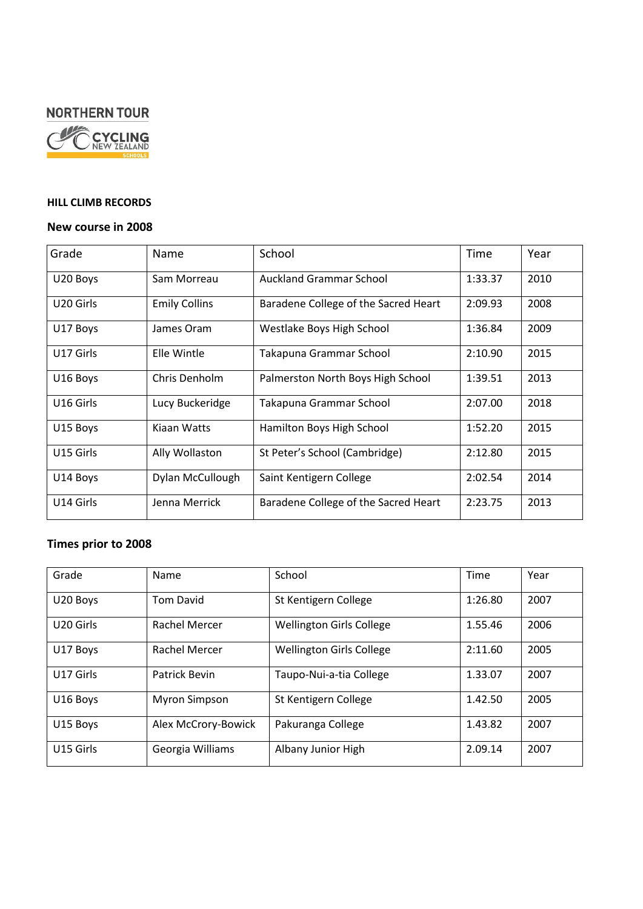NORTHERN TOUR

CYCLING NEW ZEALAND SCHOOLS

**HILL CLIMB RECORDS**

### New course in 2008

| Grade | Name | School | Time | Year |
|---|---|---|---|---|
| U20 Boys | Sam Morreau | Auckland Grammar School | 1:33.37 | 2010 |
| U20 Girls | Emily Collins | Baradene College of the Sacred Heart | 2:09.93 | 2008 |
| U17 Boys | James Oram | Westlake Boys High School | 1:36.84 | 2009 |
| U17 Girls | Elle Wintle | Takapuna Grammar School | 2:10.90 | 2015 |
| U16 Boys | Chris Denholm | Palmerston North Boys High School | 1:39.51 | 2013 |
| U16 Girls | Lucy Buckeridge | Takapuna Grammar School | 2:07.00 | 2018 |
| U15 Boys | Kiaan Watts | Hamilton Boys High School | 1:52.20 | 2015 |
| U15 Girls | Ally Wollaston | St Peter's School (Cambridge) | 2:12.80 | 2015 |
| U14 Boys | Dylan McCullough | Saint Kentigern College | 2:02.54 | 2014 |
| U14 Girls | Jenna Merrick | Baradene College of the Sacred Heart | 2:23.75 | 2013 |

### Times prior to 2008

| Grade | Name | School | Time | Year |
|---|---|---|---|---|
| U20 Boys | Tom David | St Kentigern College | 1:26.80 | 2007 |
| U20 Girls | Rachel Mercer | Wellington Girls College | 1.55.46 | 2006 |
| U17 Boys | Rachel Mercer | Wellington Girls College | 2:11.60 | 2005 |
| U17 Girls | Patrick Bevin | Taupo-Nui-a-tia College | 1.33.07 | 2007 |
| U16 Boys | Myron Simpson | St Kentigern College | 1.42.50 | 2005 |
| U15 Boys | Alex McCrory-Bowick | Pakuranga College | 1.43.82 | 2007 |
| U15 Girls | Georgia Williams | Albany Junior High | 2.09.14 | 2007 |